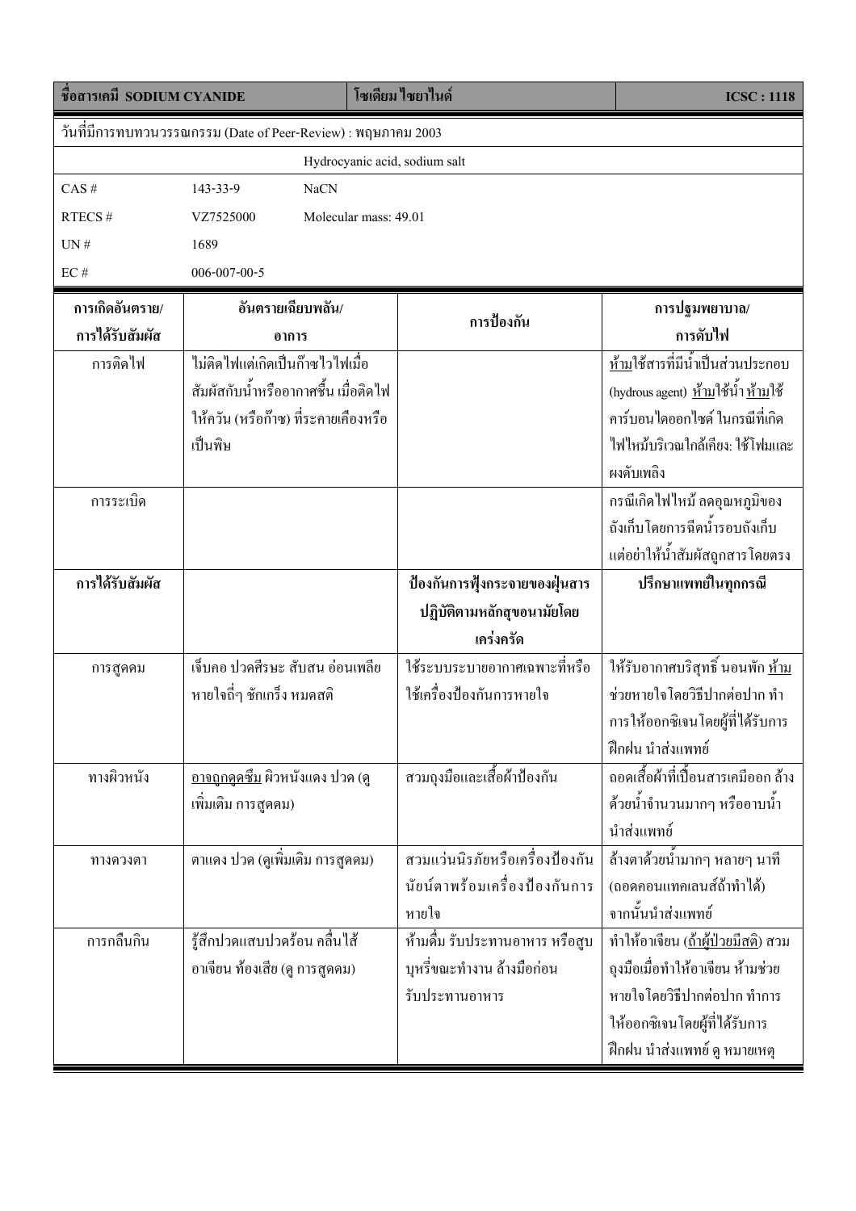| ชื่อสารเคมี SODIUM CYANIDE | | โซเดียมไซยาไนด์ | ICSC : 1118 |
|---|---|---|---|

วันที่มีการทบทวนวรรณกรรม (Date of Peer-Review) : พฤษภาคม 2003

Hydrocyanic acid, sodium salt

| | | |
|---|---|---|
| CAS # | 143-33-9 | NaCN |
| RTECS # | VZ7525000 | Molecular mass: 49.01 |
| UN # | 1689 | |
| EC # | 006-007-00-5 | |

| การเกิดอันตราย/การได้รับสัมผัส | อันตรายเฉียบพลัน/อาการ | การป้องกัน | การปฐมพยาบาล/การดับไฟ |
|---|---|---|---|
| การติดไฟ | ไม่ติดไฟแต่เกิดเป็นก๊าซไวไฟเมื่อสัมผัสกับน้ำหรืออากาศชื้น เมื่อติดไฟให้ควัน (หรือก๊าซ) ที่ระคายเคืองหรือเป็นพิษ | | ห้ามใช้สารที่มีน้ำเป็นส่วนประกอบ (hydrous agent) ห้ามใช้น้ำ ห้ามใช้คาร์บอนไดออกไซด์ ในกรณีที่เกิดไฟไหม้บริเวณใกล้เคียง: ใช้โฟมและผงดับเพลิง |
| การระเบิด | | | กรณีเกิดไฟไหม้ ลดอุณหภูมิของถังเก็บโดยการฉีดน้ำรอบถังเก็บ แต่อย่าให้น้ำสัมผัสถูกสารโดยตรง |
| **การได้รับสัมผัส** | | **ป้องกันการฟุ้งกระจายของฝุ่นสาร ปฏิบัติตามหลักสุขอนามัยโดยเคร่งครัด** | **ปรึกษาแพทย์ในทุกกรณี** |
| การสูดดม | เจ็บคอ ปวดศีรษะ สับสน อ่อนเพลีย หายใจถี่ๆ ชักเกร็ง หมดสติ | ใช้ระบบระบายอากาศเฉพาะที่หรือใช้เครื่องป้องกันการหายใจ | ให้รับอากาศบริสุทธิ์ นอนพัก ห้ามช่วยหายใจโดยวิธีปากต่อปาก ทำการให้ออกซิเจนโดยผู้ที่ได้รับการฝึกฝน นำส่งแพทย์ |
| ทางผิวหนัง | อาจถูกดูดซึม ผิวหนังแดง ปวด (ดูเพิ่มเติม การสูดดม) | สวมถุงมือและเสื้อผ้าป้องกัน | ถอดเสื้อผ้าที่เปื้อนสารเคมีออก ล้างด้วยน้ำจำนวนมากๆ หรืออาบน้ำ นำส่งแพทย์ |
| ทางดวงตา | ตาแดง ปวด (ดูเพิ่มเติม การสูดดม) | สวมแว่นนิรภัยหรือเครื่องป้องกันนัยน์ตาพร้อมเครื่องป้องกันการหายใจ | ล้างตาด้วยน้ำมากๆ หลายๆ นาที (ถอดคอนแทคเลนส์ถ้าทำได้) จากนั้นนำส่งแพทย์ |
| การกลืนกิน | รู้สึกปวดแสบปวดร้อน คลื่นไส้ อาเจียน ท้องเสีย (ดู การสูดดม) | ห้ามดื่ม รับประทานอาหาร หรือสูบบุหรี่ขณะทำงาน ล้างมือก่อนรับประทานอาหาร | ทำให้อาเจียน (ถ้าผู้ป่วยมีสติ) สวมถุงมือเมื่อทำให้อาเจียน ห้ามช่วยหายใจโดยวิธีปากต่อปาก ทำการให้ออกซิเจนโดยผู้ที่ได้รับการฝึกฝน นำส่งแพทย์ ดู หมายเหตุ |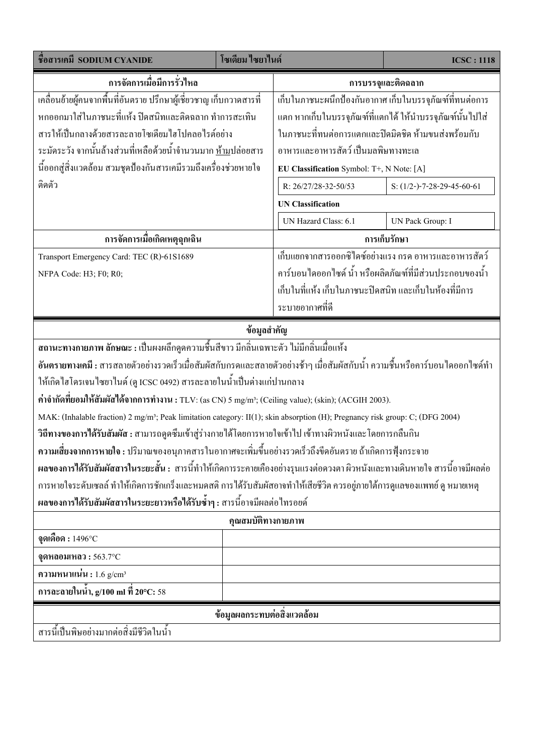| ชื่อสารเคมี SODIUM CYANIDE | โซเดียมไซยาไนด์ | | ICSC : 1118 |
|---|---|---|---|

| การจัดการเมื่อมีการรั่วไหล | การบรรจุและติดฉลาก |
|---|---|
| เคลื่อนย้ายผู้คนจากพื้นที่อันตราย ปรึกษาผู้เชี่ยวชาญ เก็บกวาดสารที่หกออกมาใส่ในภาชนะที่แห้ง ปิดสนิทและติดฉลาก ทำการสะเทินสารให้เป็นกลางด้วยสารละลายโซเดียมไฮโปคลอไรต์อย่างระมัดระวัง จากนั้นล้างส่วนที่เหลือด้วยน้ำจำนวนมาก ห้ามปล่อยสารนี้ออกสู่สิ่งแวดล้อม สวมชุดป้องกันสารเคมีรวมถึงเครื่องช่วยหายใจติดตัว | เก็บในภาชนะผนึกป้องกันอากาศ เก็บในบรรจุภัณฑ์ที่ทนต่อการแตก หากเก็บในบรรจุภัณฑ์ที่แตกได้ ให้นำบรรจุภัณฑ์นั้นไปใส่ในภาชนะที่ทนต่อการแตกและปิดมิดชิด ห้ามขนส่งพร้อมกับอาหารและอาหารสัตว์ เป็นมลพิษทางทะเล<br>**EU Classification** Symbol: T+, N Note: [A]<br>R: 26/27/28-32-50/53 — S: (1/2-)-7-28-29-45-60-61<br>**UN Classification**<br>UN Hazard Class: 6.1 — UN Pack Group: I |

| การจัดการเมื่อเกิดเหตุฉุกเฉิน | การเก็บรักษา |
|---|---|
| Transport Emergency Card: TEC (R)-61S1689<br>NFPA Code: H3; F0; R0; | เก็บแยกจากสารออกซิไดซ์อย่างแรง กรด อาหารและอาหารสัตว์ คาร์บอนไดออกไซด์ น้ำ หรือผลิตภัณฑ์ที่มีส่วนประกอบของน้ำ เก็บในที่แห้ง เก็บในภาชนะปิดสนิท และเก็บในห้องที่มีการระบายอากาศที่ดี |

## ข้อมูลสำคัญ

**สถานะทางกายภาพ ลักษณะ :** เป็นผงผลึกดูดความชื้นสีขาว มีกลิ่นเฉพาะตัว ไม่มีกลิ่นเมื่อแห้ง

**อันตรายทางเคมี :** สารสลายตัวอย่างรวดเร็วเมื่อสัมผัสกับกรดและสลายตัวอย่างช้าๆ เมื่อสัมผัสกับน้ำ ความชื้นหรือคาร์บอนไดออกไซด์ทำให้เกิดไฮโดรเจนไซยาไนด์ (ดู ICSC 0492) สารละลายในน้ำเป็นด่างแก่ปานกลาง

**ค่าจำกัดที่ยอมให้สัมผัสได้จากการทำงาน :** TLV: (as CN) 5 mg/m³; (Ceiling value); (skin); (ACGIH 2003).

MAK: (Inhalable fraction) 2 mg/m³; Peak limitation category: II(1); skin absorption (H); Pregnancy risk group: C; (DFG 2004)

**วิถีทางของการได้รับสัมผัส :** สามารถดูดซึมเข้าสู่ร่างกายได้โดยการหายใจเข้าไป เข้าทางผิวหนังและโดยการกลืนกิน

**ความเสี่ยงจากการหายใจ :** ปริมาณของอนุภาคสารในอากาศจะเพิ่มขึ้นอย่างรวดเร็วถึงขีดอันตราย ถ้าเกิดการฟุ้งกระจาย

**ผลของการได้รับสัมผัสสารในระยะสั้น :** สารนี้ทำให้เกิดการระคายเคืองอย่างรุนแรงต่อดวงตา ผิวหนังและทางเดินหายใจ สารนี้อาจมีผลต่อการหายใจระดับเซลล์ ทำให้เกิดการชักเกร็งและหมดสติ การได้รับสัมผัสอาจทำให้เสียชีวิต ควรอยู่ภายใต้การดูแลของแพทย์ ดู หมายเหตุ

**ผลของการได้รับสัมผัสสารในระยะยาวหรือได้รับซ้ำๆ :** สารนี้อาจมีผลต่อไทรอยด์

## คุณสมบัติทางกายภาพ

| | |
|---|---|
| **จุดเดือด :** 1496°C | |
| **จุดหลอมเหลว :** 563.7°C | |
| **ความหนาแน่น :** 1.6 g/cm³ | |
| **การละลายในน้ำ, g/100 ml ที่ 20°C:** 58 | |

## ข้อมูลผลกระทบต่อสิ่งแวดล้อม

สารนี้เป็นพิษอย่างมากต่อสิ่งมีชีวิตในน้ำ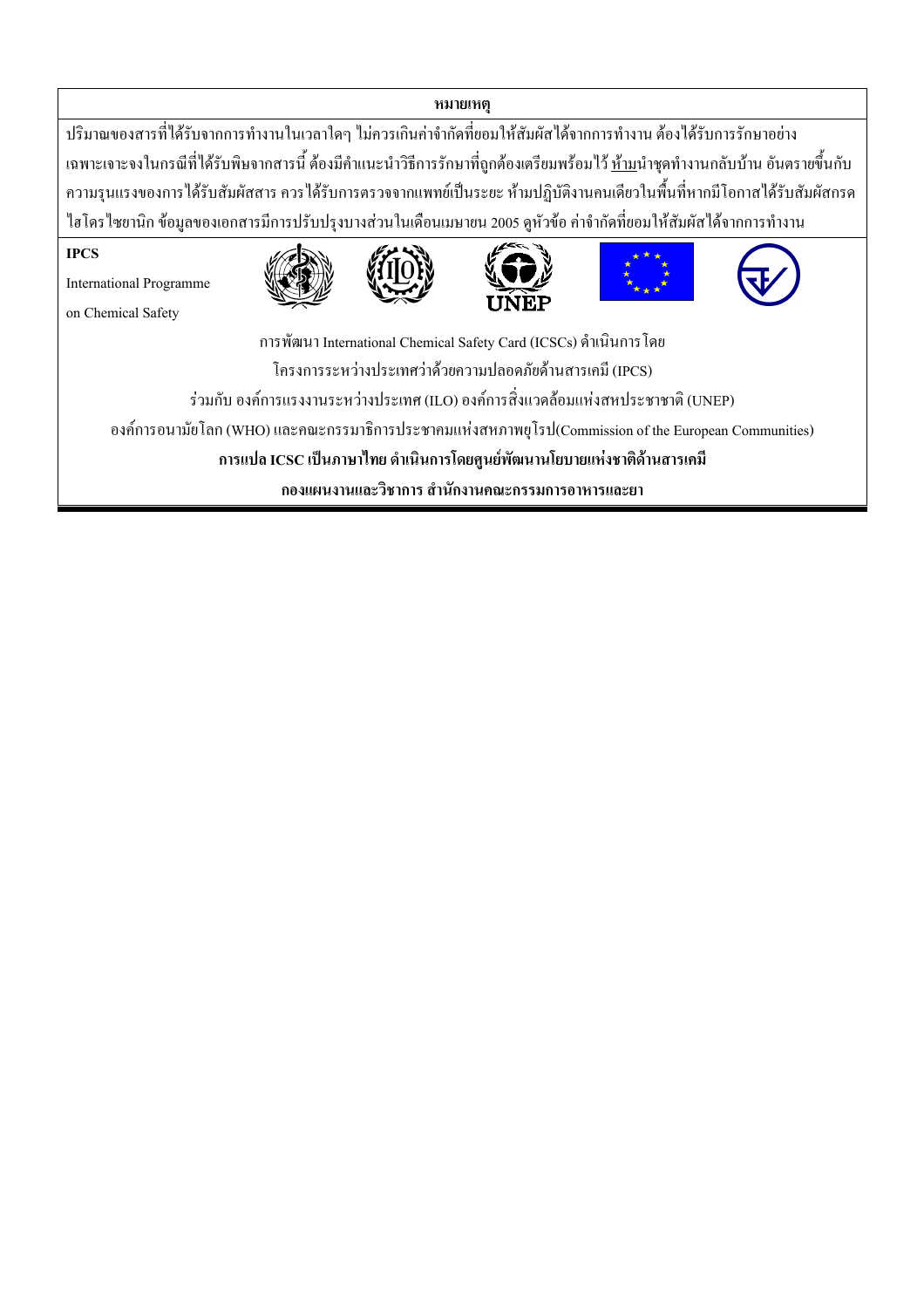**หมายเหตุ**

ปริมาณของสารที่ได้รับจากการทำงานในเวลาใดๆ ไม่ควรเกินค่าจำกัดที่ยอมให้สัมผัสได้จากการทำงาน ต้องได้รับการรักษาอย่างเฉพาะเจาะจงในกรณีที่ได้รับพิษจากสารนี้ ต้องมีคำแนะนำวิธีการรักษาที่ถูกต้องเตรียมพร้อมไว้ ห้ามนำชุดทำงานกลับบ้าน อันตรายขึ้นกับความรุนแรงของการได้รับสัมผัสสาร ควรได้รับการตรวจจากแพทย์เป็นระยะ ห้ามปฏิบัติงานคนเดียวในพื้นที่หากมีโอกาสได้รับสัมผัสกรดไฮโดรไซยานิก ข้อมูลของเอกสารมีการปรับปรุงบางส่วนในเดือนเมษายน 2005 ดูหัวข้อ ค่าจำกัดที่ยอมให้สัมผัสได้จากการทำงาน

**IPCS**

International Programme on Chemical Safety

UNEP

การพัฒนา International Chemical Safety Card (ICSCs) ดำเนินการโดย

โครงการระหว่างประเทศว่าด้วยความปลอดภัยด้านสารเคมี (IPCS)

ร่วมกับ องค์การแรงงานระหว่างประเทศ (ILO) องค์การสิ่งแวดล้อมแห่งสหประชาชาติ (UNEP)

องค์การอนามัยโลก (WHO) และคณะกรรมาธิการประชาคมแห่งสหภาพยุโรป(Commission of the European Communities)

**การแปล ICSC เป็นภาษาไทย ดำเนินการโดยศูนย์พัฒนานโยบายแห่งชาติด้านสารเคมี**

**กองแผนงานและวิชาการ สำนักงานคณะกรรมการอาหารและยา**